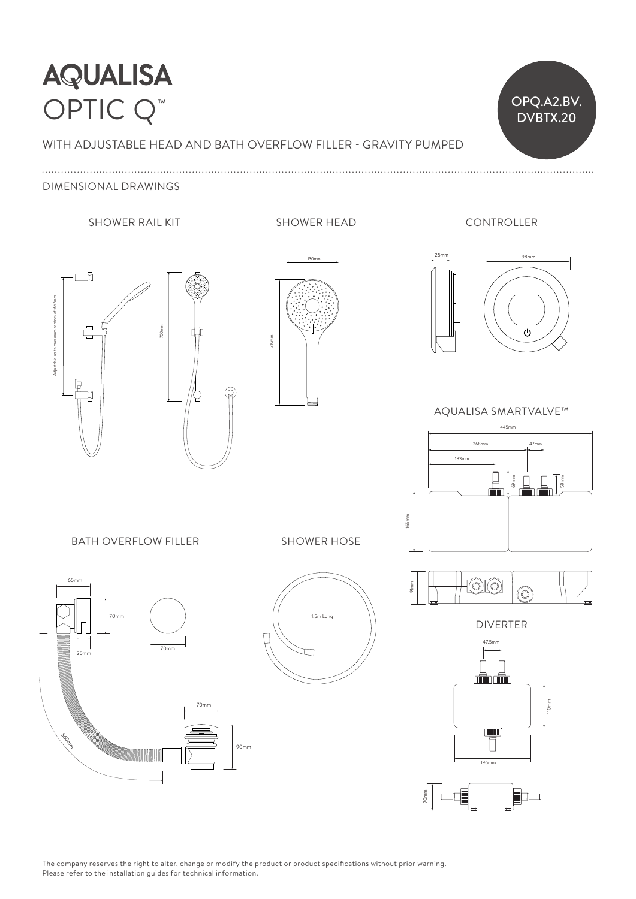# AQUALISA
# OPTIC Q™

OPQ.A2.BV.DVBTX.20

WITH ADJUSTABLE HEAD AND BATH OVERFLOW FILLER - GRAVITY PUMPED

## DIMENSIONAL DRAWINGS

### SHOWER RAIL KIT

Adjustable up to maximum centres of: 657mm

700mm

### SHOWER HEAD

130mm

310mm

### CONTROLLER

25mm

98mm

### AQUALISA SMARTVALVE™

445mm

268mm

47mm

183mm

69mm

58mm

165mm

91mm

### BATH OVERFLOW FILLER

65mm

70mm

25mm

70mm

560mm

70mm

90mm

### SHOWER HOSE

1.5m Long

### DIVERTER

47.5mm

110mm

196mm

70mm

The company reserves the right to alter, change or modify the product or product specifications without prior warning.
Please refer to the installation guides for technical information.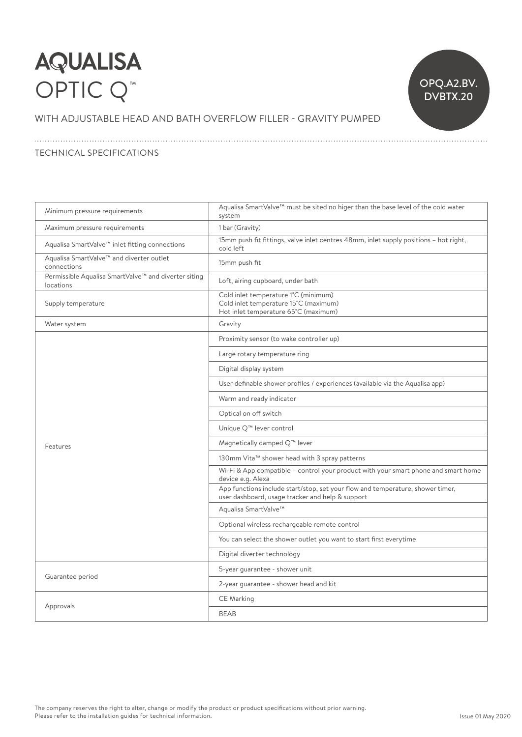# AQUALISA
# OPTIC Q™

OPQ.A2.BV.
DVBTX.20

WITH ADJUSTABLE HEAD AND BATH OVERFLOW FILLER - GRAVITY PUMPED

## TECHNICAL SPECIFICATIONS

| | |
|---|---|
| Minimum pressure requirements | Aqualisa SmartValve™ must be sited no higer than the base level of the cold water system |
| Maximum pressure requirements | 1 bar (Gravity) |
| Aqualisa SmartValve™ inlet fitting connections | 15mm push fit fittings, valve inlet centres 48mm, inlet supply positions – hot right, cold left |
| Aqualisa SmartValve™ and diverter outlet connections | 15mm push fit |
| Permissible Aqualisa SmartValve™ and diverter siting locations | Loft, airing cupboard, under bath |
| Supply temperature | Cold inlet temperature 1°C (minimum)<br>Cold inlet temperature 15°C (maximum)<br>Hot inlet temperature 65°C (maximum) |
| Water system | Gravity |
| Features | Proximity sensor (to wake controller up) |
| | Large rotary temperature ring |
| | Digital display system |
| | User definable shower profiles / experiences (available via the Aqualisa app) |
| | Warm and ready indicator |
| | Optical on off switch |
| | Unique Q™ lever control |
| | Magnetically damped Q™ lever |
| | 130mm Vita™ shower head with 3 spray patterns |
| | Wi-Fi & App compatible – control your product with your smart phone and smart home device e.g. Alexa |
| | App functions include start/stop, set your flow and temperature, shower timer, user dashboard, usage tracker and help & support |
| | Aqualisa SmartValve™ |
| | Optional wireless rechargeable remote control |
| | You can select the shower outlet you want to start first everytime |
| | Digital diverter technology |
| Guarantee period | 5-year guarantee - shower unit |
| | 2-year guarantee - shower head and kit |
| Approvals | CE Marking |
| | BEAB |

The company reserves the right to alter, change or modify the product or product specifications without prior warning.
Please refer to the installation guides for technical information.

Issue 01 May 2020